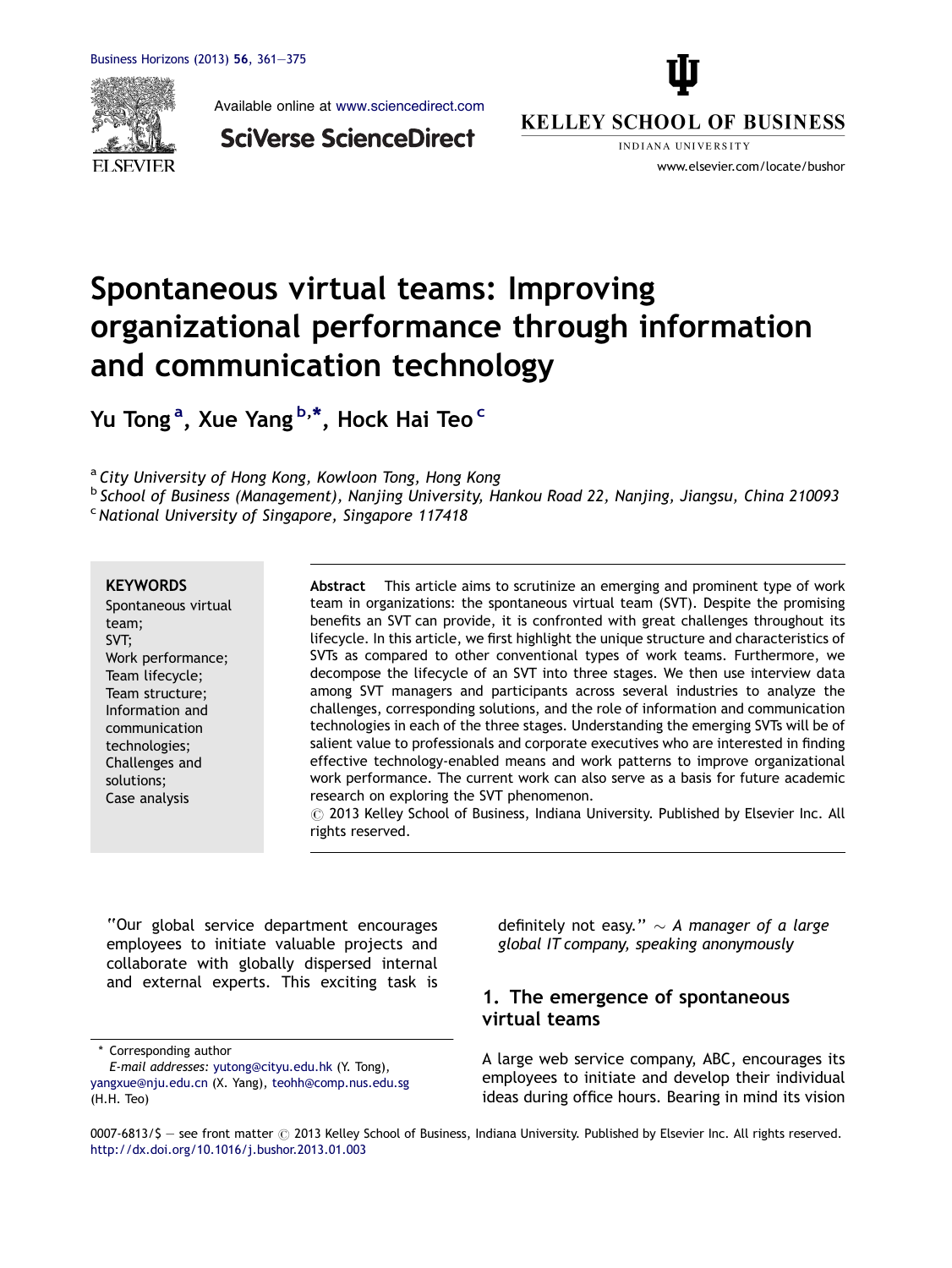# Spontaneous virtual teams: Improving organizational performance through information and communication technology

Yu Tong[a], Xue Yang[b,*], Hock Hai Teo[c]

[a] *City University of Hong Kong, Kowloon Tong, Hong Kong*
[b] *School of Business (Management), Nanjing University, Hankou Road 22, Nanjing, Jiangsu, China 210093*
[c] *National University of Singapore, Singapore 117418*

**KEYWORDS**
Spontaneous virtual team;
SVT;
Work performance;
Team lifecycle;
Team structure;
Information and communication technologies;
Challenges and solutions;
Case analysis

**Abstract** This article aims to scrutinize an emerging and prominent type of work team in organizations: the spontaneous virtual team (SVT). Despite the promising benefits an SVT can provide, it is confronted with great challenges throughout its lifecycle. In this article, we first highlight the unique structure and characteristics of SVTs as compared to other conventional types of work teams. Furthermore, we decompose the lifecycle of an SVT into three stages. We then use interview data among SVT managers and participants across several industries to analyze the challenges, corresponding solutions, and the role of information and communication technologies in each of the three stages. Understanding the emerging SVTs will be of salient value to professionals and corporate executives who are interested in finding effective technology-enabled means and work patterns to improve organizational work performance. The current work can also serve as a basis for future academic research on exploring the SVT phenomenon.
© 2013 Kelley School of Business, Indiana University. Published by Elsevier Inc. All rights reserved.

"Our global service department encourages employees to initiate valuable projects and collaborate with globally dispersed internal and external experts. This exciting task is definitely not easy." ~ *A manager of a large global IT company, speaking anonymously*

## 1. The emergence of spontaneous virtual teams

A large web service company, ABC, encourages its employees to initiate and develop their individual ideas during office hours. Bearing in mind its vision

\* Corresponding author
*E-mail addresses:* yutong@cityu.edu.hk (Y. Tong), yangxue@nju.edu.cn (X. Yang), teohh@comp.nus.edu.sg (H.H. Teo)

0007-6813/$ — see front matter © 2013 Kelley School of Business, Indiana University. Published by Elsevier Inc. All rights reserved.
http://dx.doi.org/10.1016/j.bushor.2013.01.003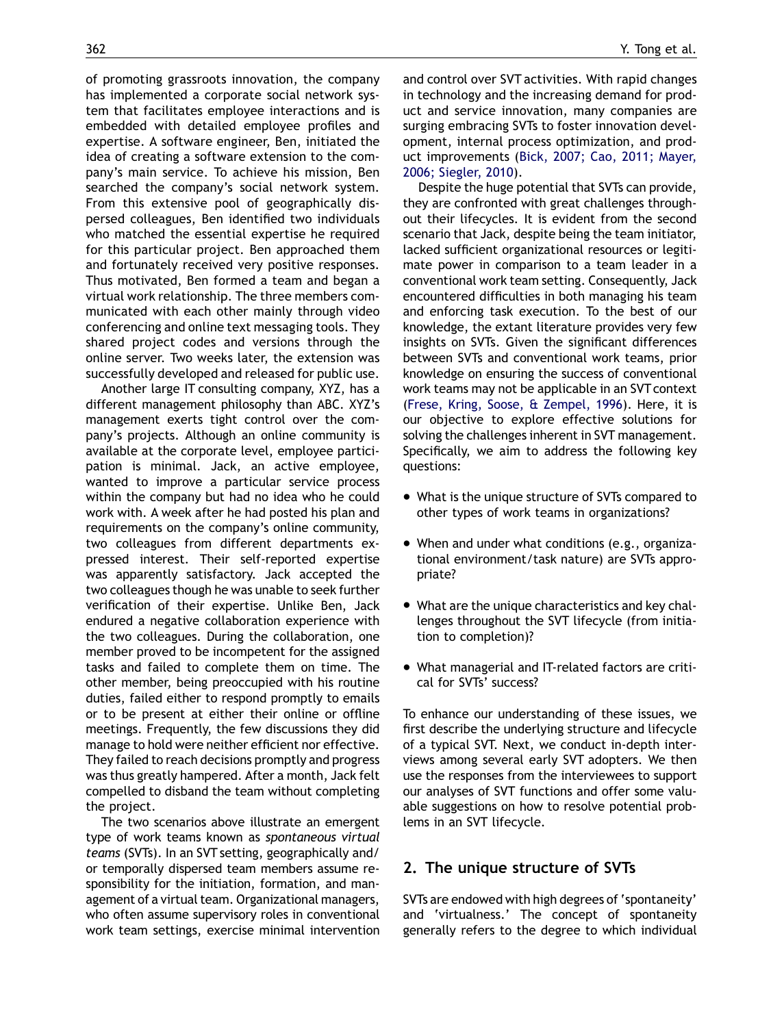of promoting grassroots innovation, the company has implemented a corporate social network system that facilitates employee interactions and is embedded with detailed employee profiles and expertise. A software engineer, Ben, initiated the idea of creating a software extension to the company's main service. To achieve his mission, Ben searched the company's social network system. From this extensive pool of geographically dispersed colleagues, Ben identified two individuals who matched the essential expertise he required for this particular project. Ben approached them and fortunately received very positive responses. Thus motivated, Ben formed a team and began a virtual work relationship. The three members communicated with each other mainly through video conferencing and online text messaging tools. They shared project codes and versions through the online server. Two weeks later, the extension was successfully developed and released for public use.

Another large IT consulting company, XYZ, has a different management philosophy than ABC. XYZ's management exerts tight control over the company's projects. Although an online community is available at the corporate level, employee participation is minimal. Jack, an active employee, wanted to improve a particular service process within the company but had no idea who he could work with. A week after he had posted his plan and requirements on the company's online community, two colleagues from different departments expressed interest. Their self-reported expertise was apparently satisfactory. Jack accepted the two colleagues though he was unable to seek further verification of their expertise. Unlike Ben, Jack endured a negative collaboration experience with the two colleagues. During the collaboration, one member proved to be incompetent for the assigned tasks and failed to complete them on time. The other member, being preoccupied with his routine duties, failed either to respond promptly to emails or to be present at either their online or offline meetings. Frequently, the few discussions they did manage to hold were neither efficient nor effective. They failed to reach decisions promptly and progress was thus greatly hampered. After a month, Jack felt compelled to disband the team without completing the project.

The two scenarios above illustrate an emergent type of work teams known as *spontaneous virtual teams* (SVTs). In an SVT setting, geographically and/or temporally dispersed team members assume responsibility for the initiation, formation, and management of a virtual team. Organizational managers, who often assume supervisory roles in conventional work team settings, exercise minimal intervention and control over SVT activities. With rapid changes in technology and the increasing demand for product and service innovation, many companies are surging embracing SVTs to foster innovation development, internal process optimization, and product improvements (Bick, 2007; Cao, 2011; Mayer, 2006; Siegler, 2010).

Despite the huge potential that SVTs can provide, they are confronted with great challenges throughout their lifecycles. It is evident from the second scenario that Jack, despite being the team initiator, lacked sufficient organizational resources or legitimate power in comparison to a team leader in a conventional work team setting. Consequently, Jack encountered difficulties in both managing his team and enforcing task execution. To the best of our knowledge, the extant literature provides very few insights on SVTs. Given the significant differences between SVTs and conventional work teams, prior knowledge on ensuring the success of conventional work teams may not be applicable in an SVT context (Frese, Kring, Soose, & Zempel, 1996). Here, it is our objective to explore effective solutions for solving the challenges inherent in SVT management. Specifically, we aim to address the following key questions:

- What is the unique structure of SVTs compared to other types of work teams in organizations?
- When and under what conditions (e.g., organizational environment/task nature) are SVTs appropriate?
- What are the unique characteristics and key challenges throughout the SVT lifecycle (from initiation to completion)?
- What managerial and IT-related factors are critical for SVTs' success?

To enhance our understanding of these issues, we first describe the underlying structure and lifecycle of a typical SVT. Next, we conduct in-depth interviews among several early SVT adopters. We then use the responses from the interviewees to support our analyses of SVT functions and offer some valuable suggestions on how to resolve potential problems in an SVT lifecycle.

## 2. The unique structure of SVTs

SVTs are endowed with high degrees of 'spontaneity' and 'virtualness.' The concept of spontaneity generally refers to the degree to which individual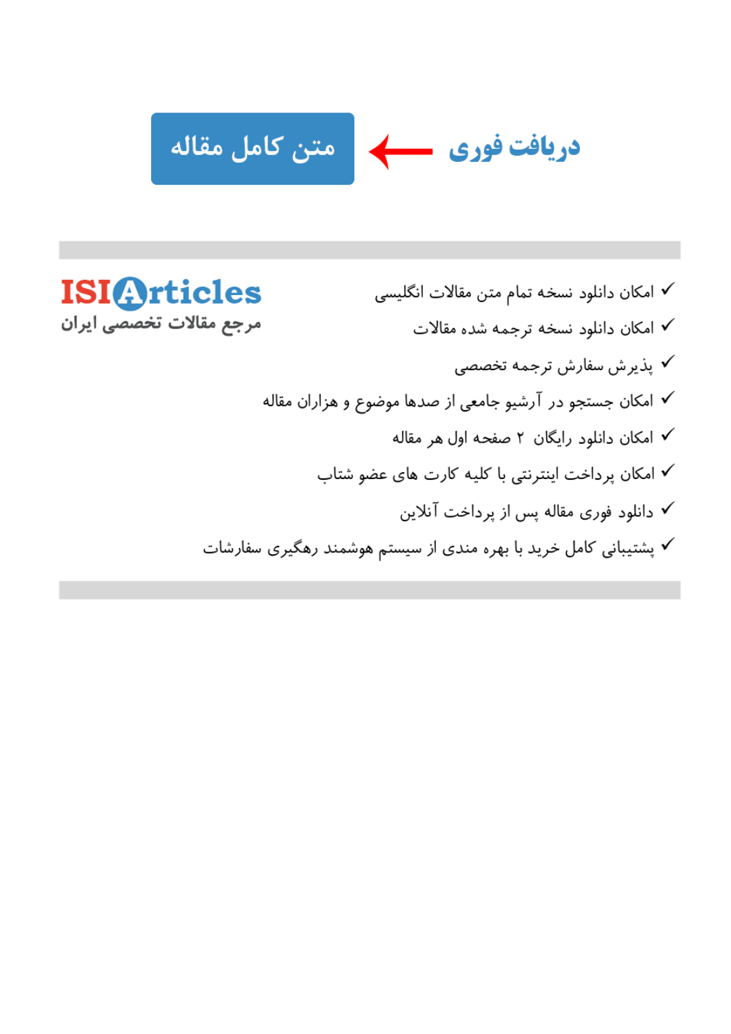دریافت فوری ← **متن کامل مقاله**

**ISIArticles**
مرجع مقالات تخصصی ایران

- ✓ امکان دانلود نسخه تمام متن مقالات انگلیسی
- ✓ امکان دانلود نسخه ترجمه شده مقالات
- ✓ پذیرش سفارش ترجمه تخصصی
- ✓ امکان جستجو در آرشیو جامعی از صدها موضوع و هزاران مقاله
- ✓ امکان دانلود رایگان ۲ صفحه اول هر مقاله
- ✓ امکان پرداخت اینترنتی با کلیه کارت های عضو شتاب
- ✓ دانلود فوری مقاله پس از پرداخت آنلاین
- ✓ پشتیبانی کامل خرید با بهره مندی از سیستم هوشمند رهگیری سفارشات